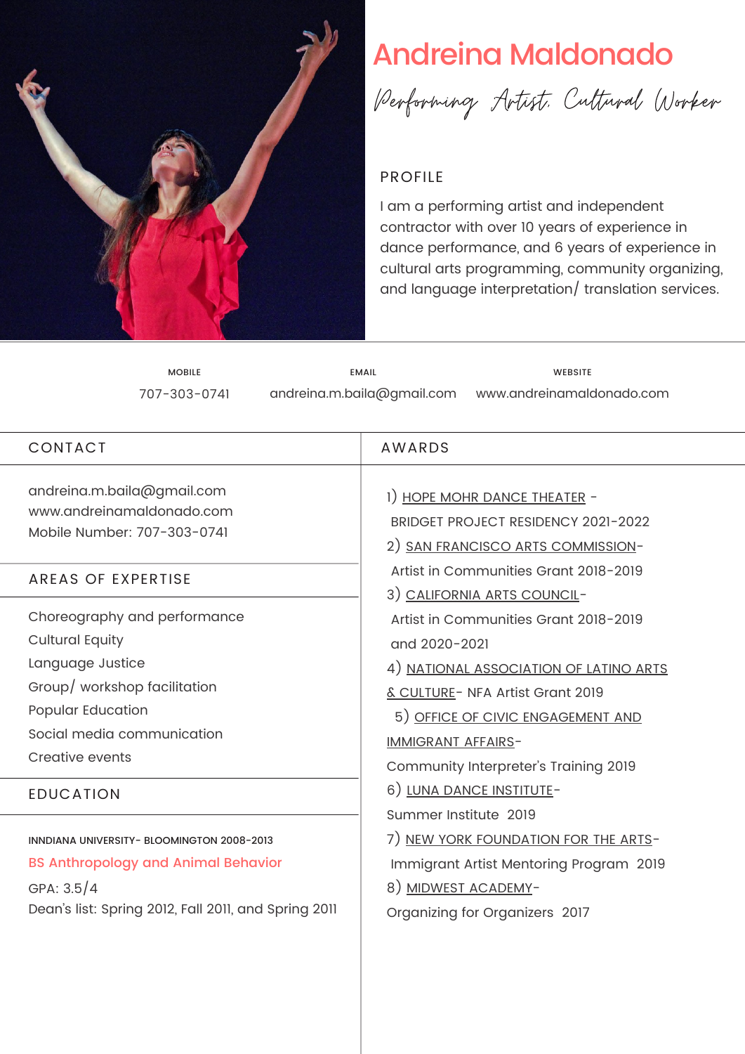# Andreina Maldonado

*Performing Artist, Cultural Worker*

## PROFILE

I am a performing artist and independent contractor with over 10 years of experience in dance performance, and 6 years of experience in cultural arts programming, community organizing, and language interpretation/ translation services.

| MOBILE | EMAIL | WEBSITE |
| --- | --- | --- |
| 707-303-0741 | andreina.m.baila@gmail.com | www.andreinamaldonado.com |

## CONTACT

andreina.m.baila@gmail.com
www.andreinamaldonado.com
Mobile Number: 707-303-0741

## AREAS OF EXPERTISE

Choreography and performance
Cultural Equity
Language Justice
Group/ workshop facilitation
Popular Education
Social media communication
Creative events

## EDUCATION

INNDIANA UNIVERSITY- BLOOMINGTON 2008-2013

BS Anthropology and Animal Behavior

GPA: 3.5/4
Dean's list: Spring 2012, Fall 2011, and Spring 2011

## AWARDS

1) HOPE MOHR DANCE THEATER - BRIDGET PROJECT RESIDENCY 2021-2022
2) SAN FRANCISCO ARTS COMMISSION- Artist in Communities Grant 2018-2019
3) CALIFORNIA ARTS COUNCIL- Artist in Communities Grant 2018-2019 and 2020-2021
4) NATIONAL ASSOCIATION OF LATINO ARTS & CULTURE- NFA Artist Grant 2019
5) OFFICE OF CIVIC ENGAGEMENT AND IMMIGRANT AFFAIRS- Community Interpreter's Training 2019
6) LUNA DANCE INSTITUTE- Summer Institute 2019
7) NEW YORK FOUNDATION FOR THE ARTS- Immigrant Artist Mentoring Program 2019
8) MIDWEST ACADEMY- Organizing for Organizers 2017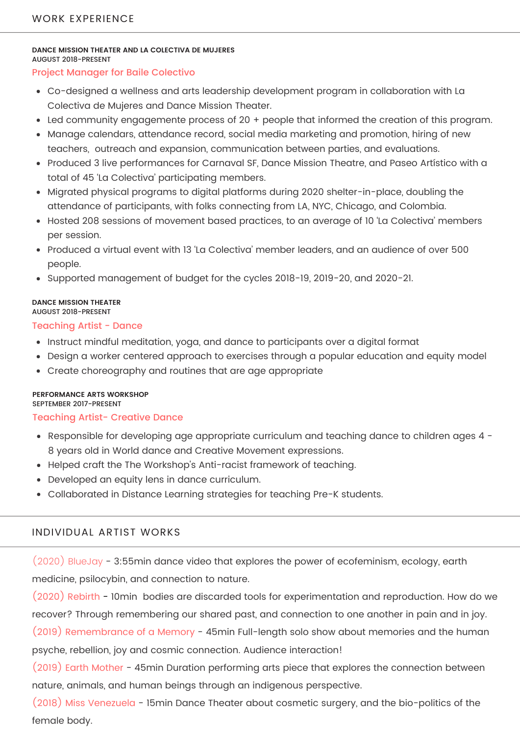## WORK EXPERIENCE

**DANCE MISSION THEATER AND LA COLECTIVA DE MUJERES**
AUGUST 2018-PRESENT

### Project Manager for Baile Colectivo

- Co-designed a wellness and arts leadership development program in collaboration with La Colectiva de Mujeres and Dance Mission Theater.
- Led community engagemente process of 20 + people that informed the creation of this program.
- Manage calendars, attendance record, social media marketing and promotion, hiring of new teachers, outreach and expansion, communication between parties, and evaluations.
- Produced 3 live performances for Carnaval SF, Dance Mission Theatre, and Paseo Artístico with a total of 45 'La Colectiva' participating members.
- Migrated physical programs to digital platforms during 2020 shelter-in-place, doubling the attendance of participants, with folks connecting from LA, NYC, Chicago, and Colombia.
- Hosted 208 sessions of movement based practices, to an average of 10 'La Colectiva' members per session.
- Produced a virtual event with 13 'La Colectiva' member leaders, and an audience of over 500 people.
- Supported management of budget for the cycles 2018-19, 2019-20, and 2020-21.

**DANCE MISSION THEATER**
AUGUST 2018-PRESENT

### Teaching Artist - Dance

- Instruct mindful meditation, yoga, and dance to participants over a digital format
- Design a worker centered approach to exercises through a popular education and equity model
- Create choreography and routines that are age appropriate

**PERFORMANCE ARTS WORKSHOP**
SEPTEMBER 2017-PRESENT

### Teaching Artist- Creative Dance

- Responsible for developing age appropriate curriculum and teaching dance to children ages 4 - 8 years old in World dance and Creative Movement expressions.
- Helped craft the The Workshop's Anti-racist framework of teaching.
- Developed an equity lens in dance curriculum.
- Collaborated in Distance Learning strategies for teaching Pre-K students.

## INDIVIDUAL ARTIST WORKS

(2020) BlueJay - 3:55min dance video that explores the power of ecofeminism, ecology, earth medicine, psilocybin, and connection to nature.

(2020) Rebirth - 10min bodies are discarded tools for experimentation and reproduction. How do we recover? Through remembering our shared past, and connection to one another in pain and in joy.

(2019) Remembrance of a Memory - 45min Full-length solo show about memories and the human psyche, rebellion, joy and cosmic connection. Audience interaction!

(2019) Earth Mother - 45min Duration performing arts piece that explores the connection between nature, animals, and human beings through an indigenous perspective.

(2018) Miss Venezuela - 15min Dance Theater about cosmetic surgery, and the bio-politics of the female body.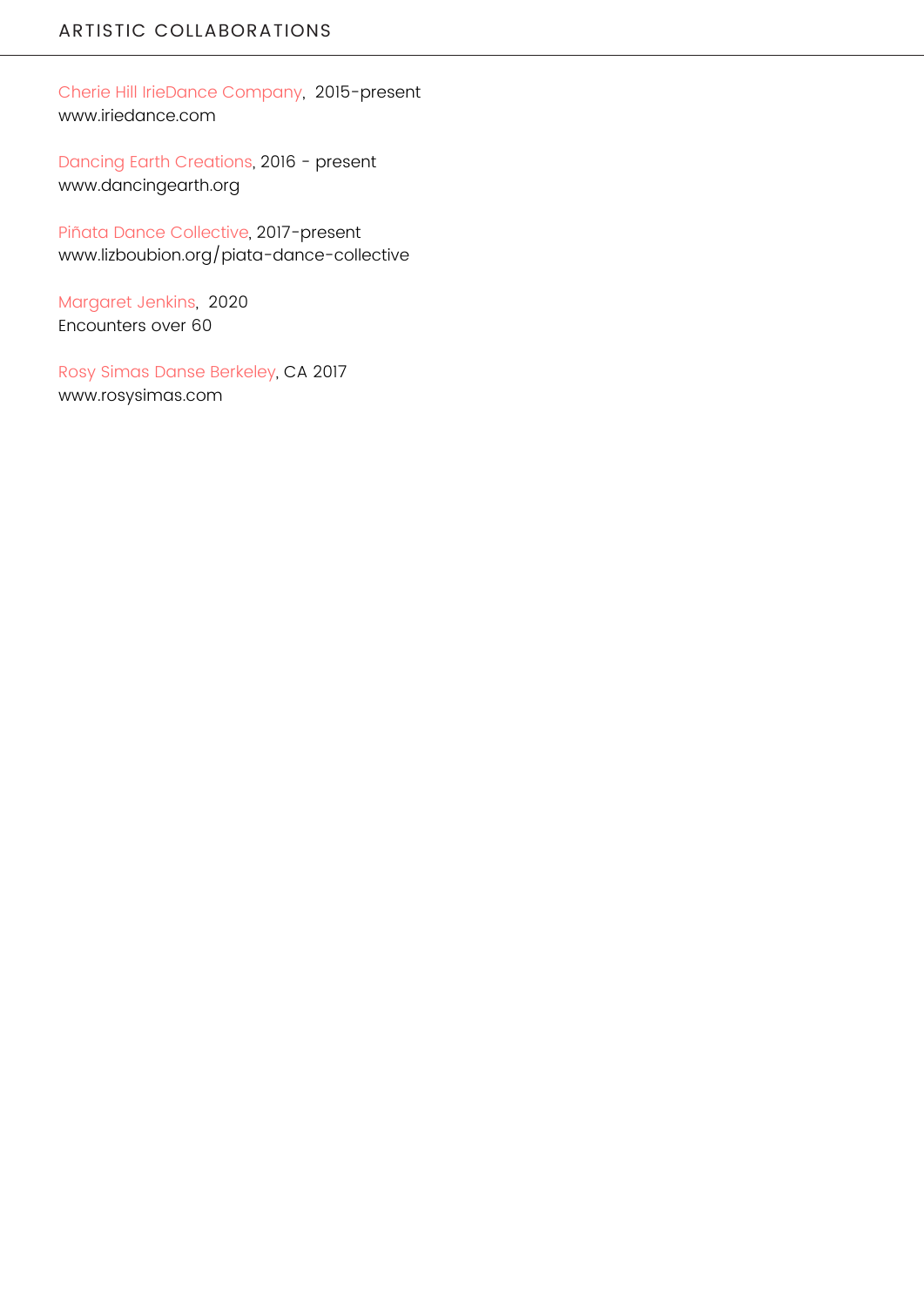## ARTISTIC COLLABORATIONS

Cherie Hill IrieDance Company, 2015-present
www.iriedance.com

Dancing Earth Creations, 2016 - present
www.dancingearth.org

Piñata Dance Collective, 2017-present
www.lizboubion.org/piata-dance-collective

Margaret Jenkins, 2020
Encounters over 60

Rosy Simas Danse Berkeley, CA 2017
www.rosysimas.com